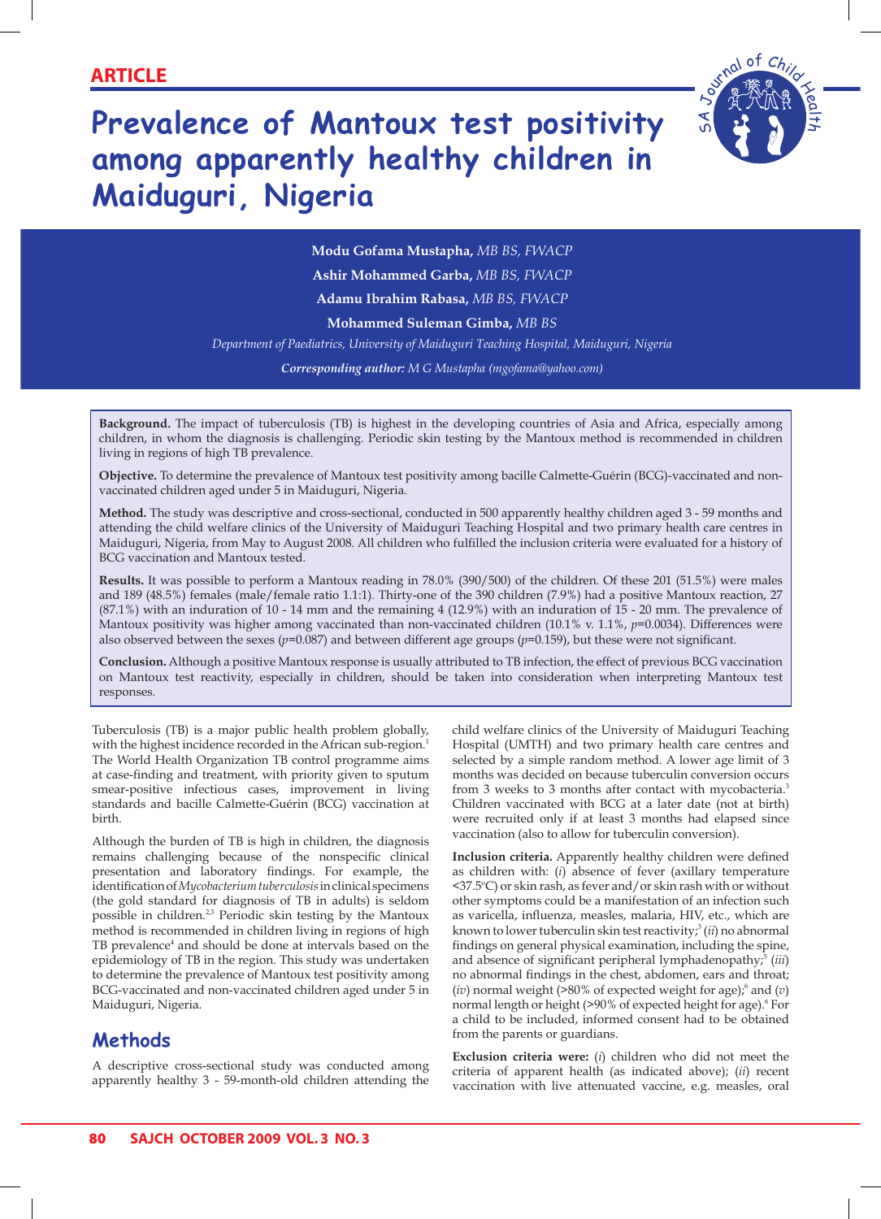**ARTICLE**

# Prevalence of Mantoux test positivity among apparently healthy children in Maiduguri, Nigeria

**Modu Gofama Mustapha**, *MB BS, FWACP*
**Ashir Mohammed Garba**, *MB BS, FWACP*
**Adamu Ibrahim Rabasa**, *MB BS, FWACP*
**Mohammed Suleman Gimba**, *MB BS*

*Department of Paediatrics, University of Maiduguri Teaching Hospital, Maiduguri, Nigeria*

***Corresponding author:*** *M G Mustapha (mgofama@yahoo.com)*

**Background.** The impact of tuberculosis (TB) is highest in the developing countries of Asia and Africa, especially among children, in whom the diagnosis is challenging. Periodic skin testing by the Mantoux method is recommended in children living in regions of high TB prevalence.

**Objective.** To determine the prevalence of Mantoux test positivity among bacille Calmette-Guérin (BCG)-vaccinated and non-vaccinated children aged under 5 in Maiduguri, Nigeria.

**Method.** The study was descriptive and cross-sectional, conducted in 500 apparently healthy children aged 3 - 59 months and attending the child welfare clinics of the University of Maiduguri Teaching Hospital and two primary health care centres in Maiduguri, Nigeria, from May to August 2008. All children who fulfilled the inclusion criteria were evaluated for a history of BCG vaccination and Mantoux tested.

**Results.** It was possible to perform a Mantoux reading in 78.0% (390/500) of the children. Of these 201 (51.5%) were males and 189 (48.5%) females (male/female ratio 1.1:1). Thirty-one of the 390 children (7.9%) had a positive Mantoux reaction, 27 (87.1%) with an induration of 10 - 14 mm and the remaining 4 (12.9%) with an induration of 15 - 20 mm. The prevalence of Mantoux positivity was higher among vaccinated than non-vaccinated children (10.1% v. 1.1%, $p$=0.0034). Differences were also observed between the sexes ($p$=0.087) and between different age groups ($p$=0.159), but these were not significant.

**Conclusion.** Although a positive Mantoux response is usually attributed to TB infection, the effect of previous BCG vaccination on Mantoux test reactivity, especially in children, should be taken into consideration when interpreting Mantoux test responses.

Tuberculosis (TB) is a major public health problem globally, with the highest incidence recorded in the African sub-region.[1] The World Health Organization TB control programme aims at case-finding and treatment, with priority given to sputum smear-positive infectious cases, improvement in living standards and bacille Calmette-Guérin (BCG) vaccination at birth.

Although the burden of TB is high in children, the diagnosis remains challenging because of the nonspecific clinical presentation and laboratory findings. For example, the identification of *Mycobacterium tuberculosis* in clinical specimens (the gold standard for diagnosis of TB in adults) is seldom possible in children.[2,3] Periodic skin testing by the Mantoux method is recommended in children living in regions of high TB prevalence[4] and should be done at intervals based on the epidemiology of TB in the region. This study was undertaken to determine the prevalence of Mantoux test positivity among BCG-vaccinated and non-vaccinated children aged under 5 in Maiduguri, Nigeria.

## Methods

A descriptive cross-sectional study was conducted among apparently healthy 3 - 59-month-old children attending the child welfare clinics of the University of Maiduguri Teaching Hospital (UMTH) and two primary health care centres and selected by a simple random method. A lower age limit of 3 months was decided on because tuberculin conversion occurs from 3 weeks to 3 months after contact with mycobacteria.[3] Children vaccinated with BCG at a later date (not at birth) were recruited only if at least 3 months had elapsed since vaccination (also to allow for tuberculin conversion).

**Inclusion criteria.** Apparently healthy children were defined as children with: (*i*) absence of fever (axillary temperature <37.5°C) or skin rash, as fever and/or skin rash with or without other symptoms could be a manifestation of an infection such as varicella, influenza, measles, malaria, HIV, etc., which are known to lower tuberculin skin test reactivity;[3] (*ii*) no abnormal findings on general physical examination, including the spine, and absence of significant peripheral lymphadenopathy;[5] (*iii*) no abnormal findings in the chest, abdomen, ears and throat; (*iv*) normal weight (>80% of expected weight for age);[6] and (*v*) normal length or height (>90% of expected height for age).[6] For a child to be included, informed consent had to be obtained from the parents or guardians.

**Exclusion criteria were:** (*i*) children who did not meet the criteria of apparent health (as indicated above); (*ii*) recent vaccination with live attenuated vaccine, e.g. measles, oral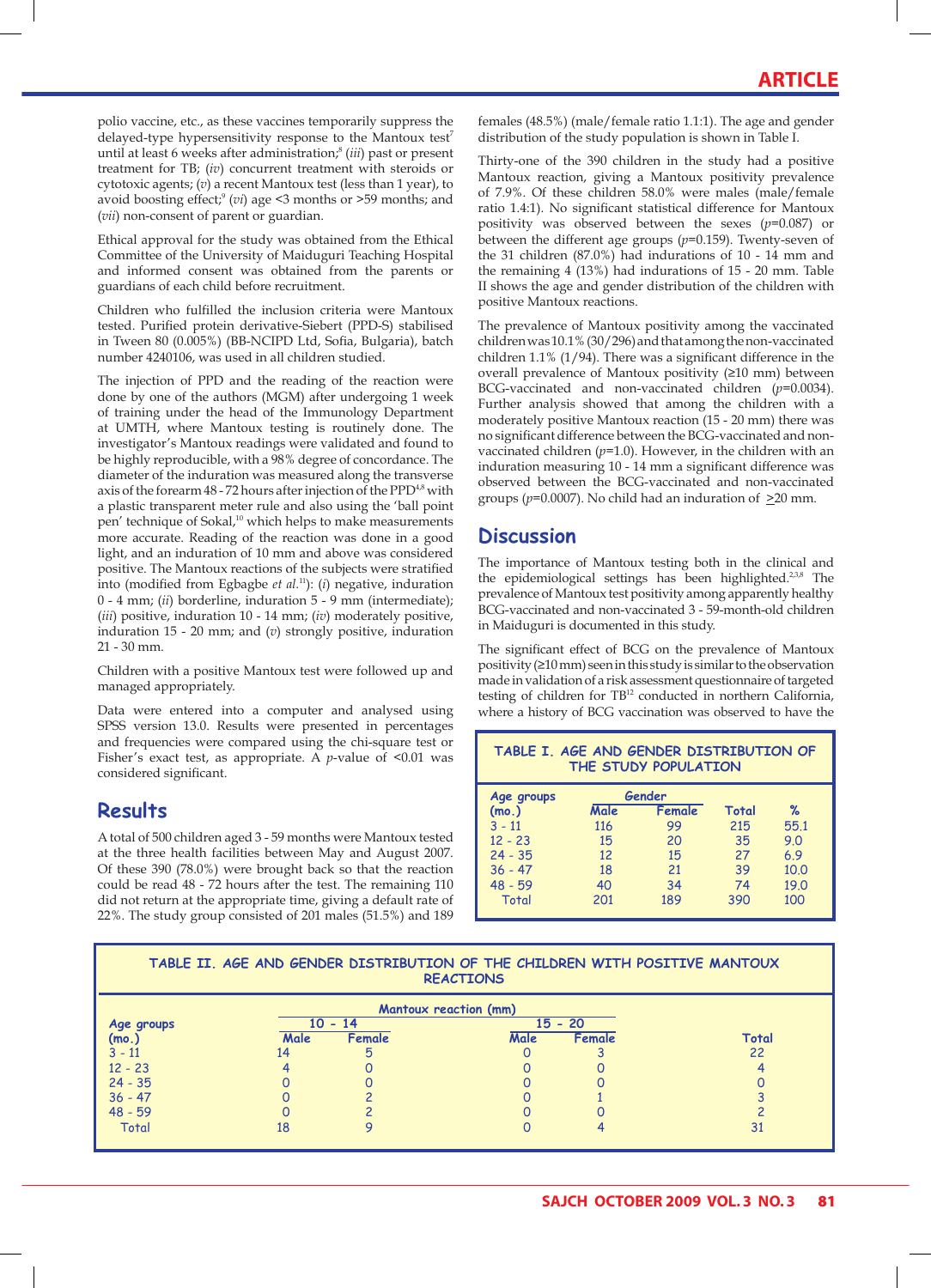polio vaccine, etc., as these vaccines temporarily suppress the delayed-type hypersensitivity response to the Mantoux test[7] until at least 6 weeks after administration;[8] (*iii*) past or present treatment for TB; (*iv*) concurrent treatment with steroids or cytotoxic agents; (*v*) a recent Mantoux test (less than 1 year), to avoid boosting effect;[9] (*vi*) age <3 months or >59 months; and (*vii*) non-consent of parent or guardian.

Ethical approval for the study was obtained from the Ethical Committee of the University of Maiduguri Teaching Hospital and informed consent was obtained from the parents or guardians of each child before recruitment.

Children who fulfilled the inclusion criteria were Mantoux tested. Purified protein derivative-Siebert (PPD-S) stabilised in Tween 80 (0.005%) (BB-NCIPD Ltd, Sofia, Bulgaria), batch number 4240106, was used in all children studied.

The injection of PPD and the reading of the reaction were done by one of the authors (MGM) after undergoing 1 week of training under the head of the Immunology Department at UMTH, where Mantoux testing is routinely done. The investigator's Mantoux readings were validated and found to be highly reproducible, with a 98% degree of concordance. The diameter of the induration was measured along the transverse axis of the forearm 48 - 72 hours after injection of the PPD[4,8] with a plastic transparent meter rule and also using the 'ball point pen' technique of Sokal,[10] which helps to make measurements more accurate. Reading of the reaction was done in a good light, and an induration of 10 mm and above was considered positive. The Mantoux reactions of the subjects were stratified into (modified from Egbagbe *et al.*[11]): (*i*) negative, induration 0 - 4 mm; (*ii*) borderline, induration 5 - 9 mm (intermediate); (*iii*) positive, induration 10 - 14 mm; (*iv*) moderately positive, induration 15 - 20 mm; and (*v*) strongly positive, induration 21 - 30 mm.

Children with a positive Mantoux test were followed up and managed appropriately.

Data were entered into a computer and analysed using SPSS version 13.0. Results were presented in percentages and frequencies were compared using the chi-square test or Fisher's exact test, as appropriate. A *p*-value of <0.01 was considered significant.

## Results

A total of 500 children aged 3 - 59 months were Mantoux tested at the three health facilities between May and August 2007. Of these 390 (78.0%) were brought back so that the reaction could be read 48 - 72 hours after the test. The remaining 110 did not return at the appropriate time, giving a default rate of 22%. The study group consisted of 201 males (51.5%) and 189 females (48.5%) (male/female ratio 1.1:1). The age and gender distribution of the study population is shown in Table I.

Thirty-one of the 390 children in the study had a positive Mantoux reaction, giving a Mantoux positivity prevalence of 7.9%. Of these children 58.0% were males (male/female ratio 1.4:1). No significant statistical difference for Mantoux positivity was observed between the sexes (*p*=0.087) or between the different age groups (*p*=0.159). Twenty-seven of the 31 children (87.0%) had indurations of 10 - 14 mm and the remaining 4 (13%) had indurations of 15 - 20 mm. Table II shows the age and gender distribution of the children with positive Mantoux reactions.

The prevalence of Mantoux positivity among the vaccinated children was 10.1% (30/296) and that among the non-vaccinated children 1.1% (1/94). There was a significant difference in the overall prevalence of Mantoux positivity (≥10 mm) between BCG-vaccinated and non-vaccinated children (*p*=0.0034). Further analysis showed that among the children with a moderately positive Mantoux reaction (15 - 20 mm) there was no significant difference between the BCG-vaccinated and non-vaccinated children (*p*=1.0). However, in the children with an induration measuring 10 - 14 mm a significant difference was observed between the BCG-vaccinated and non-vaccinated groups (*p*=0.0007). No child had an induration of ≥20 mm.

## Discussion

The importance of Mantoux testing both in the clinical and the epidemiological settings has been highlighted.[2,3,8] The prevalence of Mantoux test positivity among apparently healthy BCG-vaccinated and non-vaccinated 3 - 59-month-old children in Maiduguri is documented in this study.

The significant effect of BCG on the prevalence of Mantoux positivity (≥10 mm) seen in this study is similar to the observation made in validation of a risk assessment questionnaire of targeted testing of children for TB[12] conducted in northern California, where a history of BCG vaccination was observed to have the

**TABLE I. AGE AND GENDER DISTRIBUTION OF THE STUDY POPULATION**

| Age groups (mo.) | Gender: Male | Gender: Female | Total | % |
|---|---|---|---|---|
| 3 - 11 | 116 | 99 | 215 | 55.1 |
| 12 - 23 | 15 | 20 | 35 | 9.0 |
| 24 - 35 | 12 | 15 | 27 | 6.9 |
| 36 - 47 | 18 | 21 | 39 | 10.0 |
| 48 - 59 | 40 | 34 | 74 | 19.0 |
| Total | 201 | 189 | 390 | 100 |

**TABLE II. AGE AND GENDER DISTRIBUTION OF THE CHILDREN WITH POSITIVE MANTOUX REACTIONS**

| Age groups (mo.) | Mantoux reaction (mm) 10 - 14: Male | 10 - 14: Female | 15 - 20: Male | 15 - 20: Female | Total |
|---|---|---|---|---|---|
| 3 - 11 | 14 | 5 | 0 | 3 | 22 |
| 12 - 23 | 4 | 0 | 0 | 0 | 4 |
| 24 - 35 | 0 | 0 | 0 | 0 | 0 |
| 36 - 47 | 0 | 2 | 0 | 1 | 3 |
| 48 - 59 | 0 | 2 | 0 | 0 | 2 |
| Total | 18 | 9 | 0 | 4 | 31 |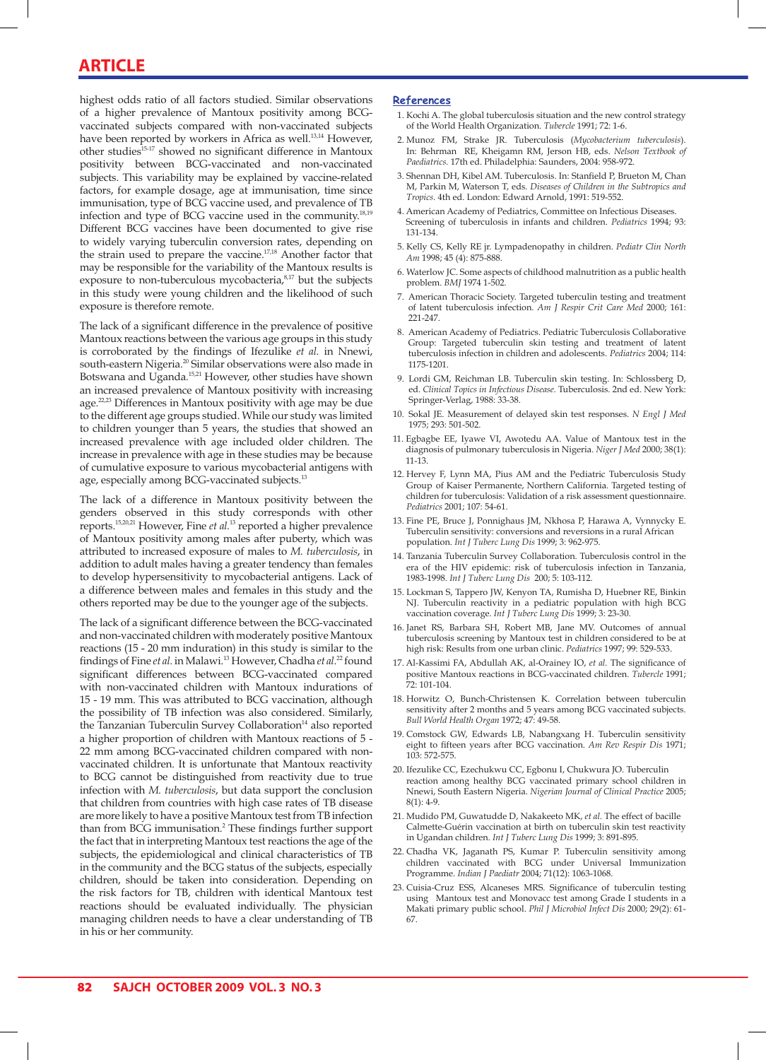highest odds ratio of all factors studied. Similar observations of a higher prevalence of Mantoux positivity among BCG-vaccinated subjects compared with non-vaccinated subjects have been reported by workers in Africa as well.[13,14] However, other studies[15-17] showed no significant difference in Mantoux positivity between BCG-vaccinated and non-vaccinated subjects. This variability may be explained by vaccine-related factors, for example dosage, age at immunisation, time since immunisation, type of BCG vaccine used, and prevalence of TB infection and type of BCG vaccine used in the community.[18,19] Different BCG vaccines have been documented to give rise to widely varying tuberculin conversion rates, depending on the strain used to prepare the vaccine.[17,18] Another factor that may be responsible for the variability of the Mantoux results is exposure to non-tuberculous mycobacteria,[8,17] but the subjects in this study were young children and the likelihood of such exposure is therefore remote.

The lack of a significant difference in the prevalence of positive Mantoux reactions between the various age groups in this study is corroborated by the findings of Ifezulike *et al.* in Nnewi, south-eastern Nigeria.[20] Similar observations were also made in Botswana and Uganda.[15,21] However, other studies have shown an increased prevalence of Mantoux positivity with increasing age.[22,23] Differences in Mantoux positivity with age may be due to the different age groups studied. While our study was limited to children younger than 5 years, the studies that showed an increased prevalence with age included older children. The increase in prevalence with age in these studies may be because of cumulative exposure to various mycobacterial antigens with age, especially among BCG-vaccinated subjects.[13]

The lack of a difference in Mantoux positivity between the genders observed in this study corresponds with other reports.[15,20,21] However, Fine *et al.*[13] reported a higher prevalence of Mantoux positivity among males after puberty, which was attributed to increased exposure of males to *M. tuberculosis*, in addition to adult males having a greater tendency than females to develop hypersensitivity to mycobacterial antigens. Lack of a difference between males and females in this study and the others reported may be due to the younger age of the subjects.

The lack of a significant difference between the BCG-vaccinated and non-vaccinated children with moderately positive Mantoux reactions (15 - 20 mm induration) in this study is similar to the findings of Fine *et al.* in Malawi.[13] However, Chadha *et al.*[22] found significant differences between BCG-vaccinated compared with non-vaccinated children with Mantoux indurations of 15 - 19 mm. This was attributed to BCG vaccination, although the possibility of TB infection was also considered. Similarly, the Tanzanian Tuberculin Survey Collaboration[14] also reported a higher proportion of children with Mantoux reactions of 5 - 22 mm among BCG-vaccinated children compared with non-vaccinated children. It is unfortunate that Mantoux reactivity to BCG cannot be distinguished from reactivity due to true infection with *M. tuberculosis*, but data support the conclusion that children from countries with high case rates of TB disease are more likely to have a positive Mantoux test from TB infection than from BCG immunisation.[2] These findings further support the fact that in interpreting Mantoux test reactions the age of the subjects, the epidemiological and clinical characteristics of TB in the community and the BCG status of the subjects, especially children, should be taken into consideration. Depending on the risk factors for TB, children with identical Mantoux test reactions should be evaluated individually. The physician managing children needs to have a clear understanding of TB in his or her community.

## References

1. Kochi A. The global tuberculosis situation and the new control strategy of the World Health Organization. *Tubercle* 1991; 72: 1-6.
2. Munoz FM, Strake JR. Tuberculosis (*Mycobacterium tuberculosis*). In: Behrman RE, Kheigamn RM, Jerson HB, eds. *Nelson Textbook of Paediatrics.* 17th ed. Philadelphia: Saunders, 2004: 958-972.
3. Shennan DH, Kibel AM. Tuberculosis. In: Stanfield P, Brueton M, Chan M, Parkin M, Waterson T, eds. *Diseases of Children in the Subtropics and Tropics.* 4th ed. London: Edward Arnold, 1991: 519-552.
4. American Academy of Pediatrics, Committee on Infectious Diseases. Screening of tuberculosis in infants and children. *Pediatrics* 1994; 93: 131-134.
5. Kelly CS, Kelly RE jr. Lympadenopathy in children. *Pediatr Clin North Am* 1998; 45 (4): 875-888.
6. Waterlow JC. Some aspects of childhood malnutrition as a public health problem. *BMJ* 1974 1-502.
7. American Thoracic Society. Targeted tuberculin testing and treatment of latent tuberculosis infection. *Am J Respir Crit Care Med* 2000; 161: 221-247.
8. American Academy of Pediatrics. Pediatric Tuberculosis Collaborative Group: Targeted tuberculin skin testing and treatment of latent tuberculosis infection in children and adolescents. *Pediatrics* 2004; 114: 1175-1201.
9. Lordi GM, Reichman LB. Tuberculin skin testing. In: Schlossberg D, ed. *Clinical Topics in Infectious Disease.* Tuberculosis. 2nd ed. New York: Springer-Verlag, 1988: 33-38.
10. Sokal JE. Measurement of delayed skin test responses. *N Engl J Med* 1975; 293: 501-502.
11. Egbagbe EE, Iyawe VI, Awotedu AA. Value of Mantoux test in the diagnosis of pulmonary tuberculosis in Nigeria. *Niger J Med* 2000; 38(1): 11-13.
12. Hervey F, Lynn MA, Pius AM and the Pediatric Tuberculosis Study Group of Kaiser Permanente, Northern California. Targeted testing of children for tuberculosis: Validation of a risk assessment questionnaire. *Pediatrics* 2001; 107: 54-61.
13. Fine PE, Bruce J, Ponnighaus JM, Nkhosa P, Harawa A, Vynnycky E. Tuberculin sensitivity: conversions and reversions in a rural African population. *Int J Tuberc Lung Dis* 1999; 3: 962-975.
14. Tanzania Tuberculin Survey Collaboration. Tuberculosis control in the era of the HIV epidemic: risk of tuberculosis infection in Tanzania, 1983-1998. *Int J Tuberc Lung Dis* 200; 5: 103-112.
15. Lockman S, Tappero JW, Kenyon TA, Rumisha D, Huebner RE, Binkin NJ. Tuberculin reactivity in a pediatric population with high BCG vaccination coverage. *Int J Tuberc Lung Dis* 1999; 3: 23-30.
16. Janet RS, Barbara SH, Robert MB, Jane MV. Outcomes of annual tuberculosis screening by Mantoux test in children considered to be at high risk: Results from one urban clinic. *Pediatrics* 1997; 99: 529-533.
17. Al-Kassimi FA, Abdullah AK, al-Orainey IO, *et al.* The significance of positive Mantoux reactions in BCG-vaccinated children. *Tubercle* 1991; 72: 101-104.
18. Horwitz O, Bunch-Christensen K. Correlation between tuberculin sensitivity after 2 months and 5 years among BCG vaccinated subjects. *Bull World Health Organ* 1972; 47: 49-58.
19. Comstock GW, Edwards LB, Nabangxang H. Tuberculin sensitivity eight to fifteen years after BCG vaccination. *Am Rev Respir Dis* 1971; 103: 572-575.
20. Ifezulike CC, Ezechukwu CC, Egbonu I, Chukwura JO. Tuberculin reaction among healthy BCG vaccinated primary school children in Nnewi, South Eastern Nigeria. *Nigerian Journal of Clinical Practice* 2005; 8(1): 4-9.
21. Mudido PM, Guwatudde D, Nakakeeto MK, *et al.* The effect of bacille Calmette-Guérin vaccination at birth on tuberculin skin test reactivity in Ugandan children. *Int J Tuberc Lung Dis* 1999; 3: 891-895.
22. Chadha VK, Jaganath PS, Kumar P. Tuberculin sensitivity among children vaccinated with BCG under Universal Immunization Programme. *Indian J Paediatr* 2004; 71(12): 1063-1068.
23. Cuisia-Cruz ESS, Alcaneses MRS. Significance of tuberculin testing using Mantoux test and Monovacc test among Grade I students in a Makati primary public school. *Phil J Microbiol Infect Dis* 2000; 29(2): 61-67.